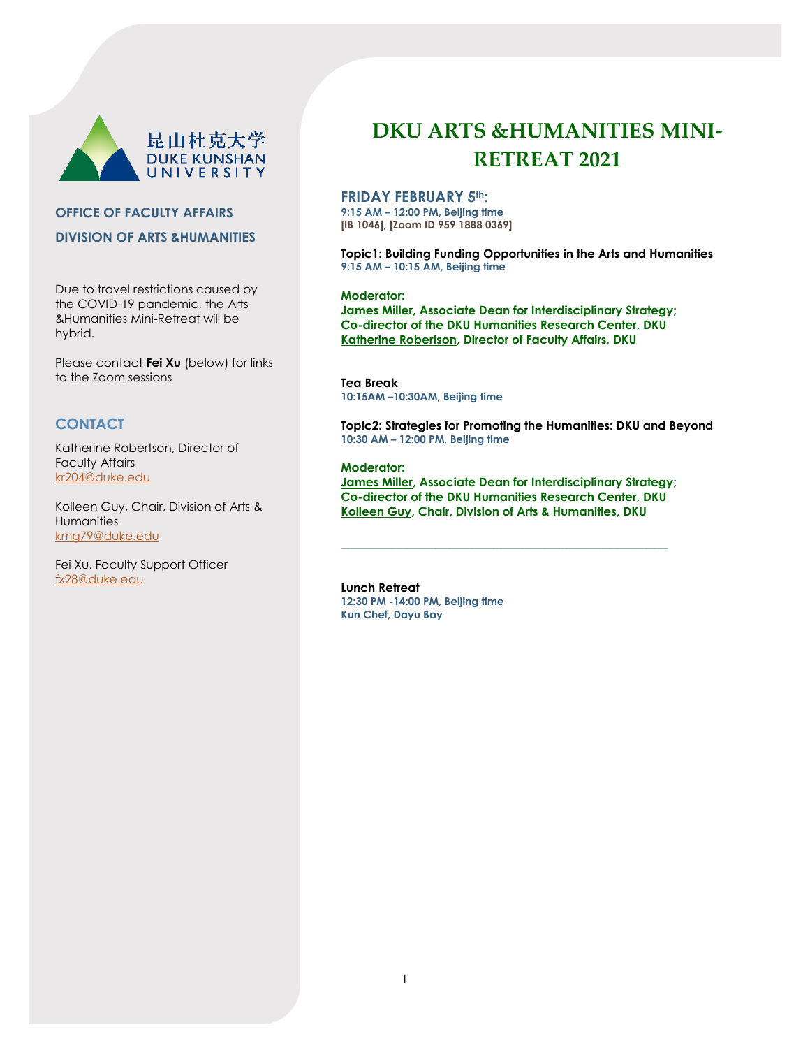昆山杜克大学
DUKE KUNSHAN UNIVERSITY

**OFFICE OF FACULTY AFFAIRS**

**DIVISION OF ARTS &HUMANITIES**

Due to travel restrictions caused by the COVID-19 pandemic, the Arts &Humanities Mini-Retreat will be hybrid.

Please contact **Fei Xu** (below) for links to the Zoom sessions

## CONTACT

Katherine Robertson, Director of Faculty Affairs
kr204@duke.edu

Kolleen Guy, Chair, Division of Arts & Humanities
kmg79@duke.edu

Fei Xu, Faculty Support Officer
fx28@duke.edu

# DKU ARTS &HUMANITIES MINI-RETREAT 2021

## FRIDAY FEBRUARY 5th:

**9:15 AM – 12:00 PM, Beijing time**
**[IB 1046], [Zoom ID 959 1888 0369]**

**Topic1: Building Funding Opportunities in the Arts and Humanities**
**9:15 AM – 10:15 AM, Beijing time**

**Moderator:**
**James Miller, Associate Dean for Interdisciplinary Strategy; Co-director of the DKU Humanities Research Center, DKU**
**Katherine Robertson, Director of Faculty Affairs, DKU**

**Tea Break**
**10:15AM –10:30AM, Beijing time**

**Topic2: Strategies for Promoting the Humanities: DKU and Beyond**
**10:30 AM – 12:00 PM, Beijing time**

**Moderator:**
**James Miller, Associate Dean for Interdisciplinary Strategy; Co-director of the DKU Humanities Research Center, DKU**
**Kolleen Guy, Chair, Division of Arts & Humanities, DKU**

---

**Lunch Retreat**
**12:30 PM -14:00 PM, Beijing time**
**Kun Chef, Dayu Bay**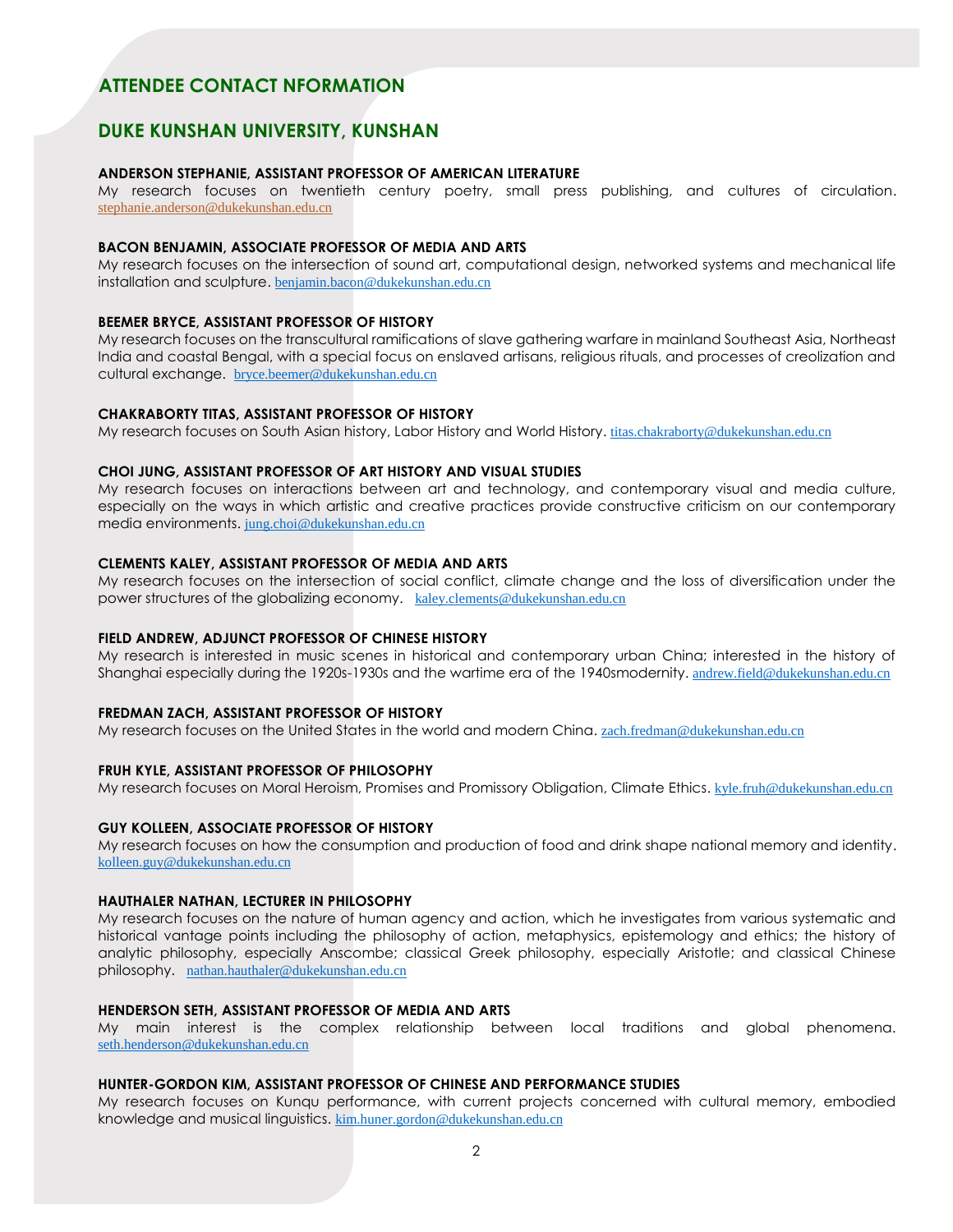# ATTENDEE CONTACT NFORMATION

## DUKE KUNSHAN UNIVERSITY, KUNSHAN

**ANDERSON STEPHANIE, ASSISTANT PROFESSOR OF AMERICAN LITERATURE**
My research focuses on twentieth century poetry, small press publishing, and cultures of circulation. stephanie.anderson@dukekunshan.edu.cn

**BACON BENJAMIN, ASSOCIATE PROFESSOR OF MEDIA AND ARTS**
My research focuses on the intersection of sound art, computational design, networked systems and mechanical life installation and sculpture. benjamin.bacon@dukekunshan.edu.cn

**BEEMER BRYCE, ASSISTANT PROFESSOR OF HISTORY**
My research focuses on the transcultural ramifications of slave gathering warfare in mainland Southeast Asia, Northeast India and coastal Bengal, with a special focus on enslaved artisans, religious rituals, and processes of creolization and cultural exchange. bryce.beemer@dukekunshan.edu.cn

**CHAKRABORTY TITAS, ASSISTANT PROFESSOR OF HISTORY**
My research focuses on South Asian history, Labor History and World History. titas.chakraborty@dukekunshan.edu.cn

**CHOI JUNG, ASSISTANT PROFESSOR OF ART HISTORY AND VISUAL STUDIES**
My research focuses on interactions between art and technology, and contemporary visual and media culture, especially on the ways in which artistic and creative practices provide constructive criticism on our contemporary media environments. jung.choi@dukekunshan.edu.cn

**CLEMENTS KALEY, ASSISTANT PROFESSOR OF MEDIA AND ARTS**
My research focuses on the intersection of social conflict, climate change and the loss of diversification under the power structures of the globalizing economy. kaley.clements@dukekunshan.edu.cn

**FIELD ANDREW, ADJUNCT PROFESSOR OF CHINESE HISTORY**
My research is interested in music scenes in historical and contemporary urban China; interested in the history of Shanghai especially during the 1920s-1930s and the wartime era of the 1940smodernity. andrew.field@dukekunshan.edu.cn

**FREDMAN ZACH, ASSISTANT PROFESSOR OF HISTORY**
My research focuses on the United States in the world and modern China. zach.fredman@dukekunshan.edu.cn

**FRUH KYLE, ASSISTANT PROFESSOR OF PHILOSOPHY**
My research focuses on Moral Heroism, Promises and Promissory Obligation, Climate Ethics. kyle.fruh@dukekunshan.edu.cn

**GUY KOLLEEN, ASSOCIATE PROFESSOR OF HISTORY**
My research focuses on how the consumption and production of food and drink shape national memory and identity. kolleen.guy@dukekunshan.edu.cn

**HAUTHALER NATHAN, LECTURER IN PHILOSOPHY**
My research focuses on the nature of human agency and action, which he investigates from various systematic and historical vantage points including the philosophy of action, metaphysics, epistemology and ethics; the history of analytic philosophy, especially Anscombe; classical Greek philosophy, especially Aristotle; and classical Chinese philosophy. nathan.hauthaler@dukekunshan.edu.cn

**HENDERSON SETH, ASSISTANT PROFESSOR OF MEDIA AND ARTS**
My main interest is the complex relationship between local traditions and global phenomena. seth.henderson@dukekunshan.edu.cn

**HUNTER-GORDON KIM, ASSISTANT PROFESSOR OF CHINESE AND PERFORMANCE STUDIES**
My research focuses on Kunqu performance, with current projects concerned with cultural memory, embodied knowledge and musical linguistics. kim.huner.gordon@dukekunshan.edu.cn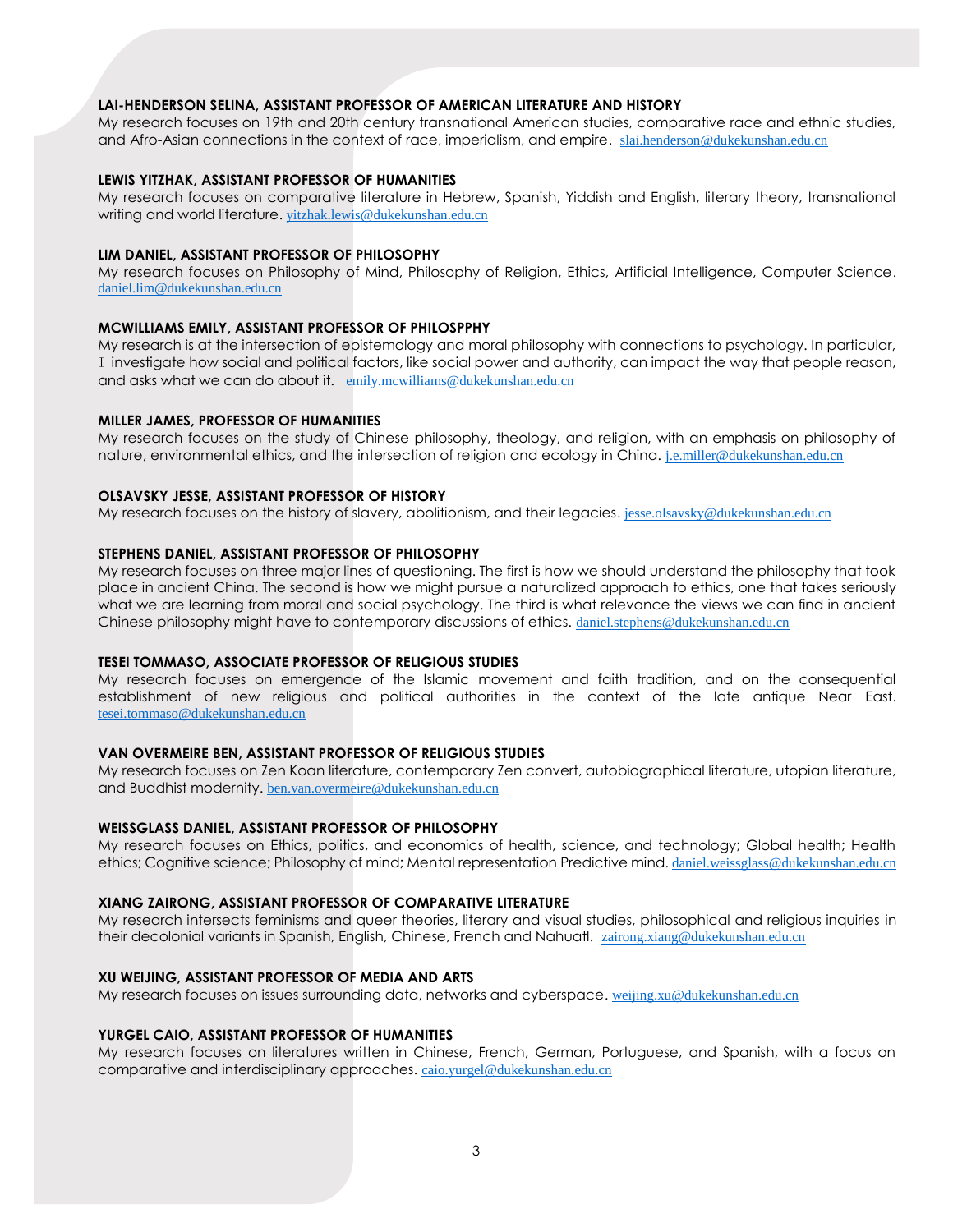**LAI-HENDERSON SELINA, ASSISTANT PROFESSOR OF AMERICAN LITERATURE AND HISTORY**
My research focuses on 19th and 20th century transnational American studies, comparative race and ethnic studies, and Afro-Asian connections in the context of race, imperialism, and empire. slai.henderson@dukekunshan.edu.cn

**LEWIS YITZHAK, ASSISTANT PROFESSOR OF HUMANITIES**
My research focuses on comparative literature in Hebrew, Spanish, Yiddish and English, literary theory, transnational writing and world literature. yitzhak.lewis@dukekunshan.edu.cn

**LIM DANIEL, ASSISTANT PROFESSOR OF PHILOSOPHY**
My research focuses on Philosophy of Mind, Philosophy of Religion, Ethics, Artificial Intelligence, Computer Science. daniel.lim@dukekunshan.edu.cn

**MCWILLIAMS EMILY, ASSISTANT PROFESSOR OF PHILOSPPHY**
My research is at the intersection of epistemology and moral philosophy with connections to psychology. In particular, I investigate how social and political factors, like social power and authority, can impact the way that people reason, and asks what we can do about it. emily.mcwilliams@dukekunshan.edu.cn

**MILLER JAMES, PROFESSOR OF HUMANITIES**
My research focuses on the study of Chinese philosophy, theology, and religion, with an emphasis on philosophy of nature, environmental ethics, and the intersection of religion and ecology in China. j.e.miller@dukekunshan.edu.cn

**OLSAVSKY JESSE, ASSISTANT PROFESSOR OF HISTORY**
My research focuses on the history of slavery, abolitionism, and their legacies. jesse.olsavsky@dukekunshan.edu.cn

**STEPHENS DANIEL, ASSISTANT PROFESSOR OF PHILOSOPHY**
My research focuses on three major lines of questioning. The first is how we should understand the philosophy that took place in ancient China. The second is how we might pursue a naturalized approach to ethics, one that takes seriously what we are learning from moral and social psychology. The third is what relevance the views we can find in ancient Chinese philosophy might have to contemporary discussions of ethics. daniel.stephens@dukekunshan.edu.cn

**TESEI TOMMASO, ASSOCIATE PROFESSOR OF RELIGIOUS STUDIES**
My research focuses on emergence of the Islamic movement and faith tradition, and on the consequential establishment of new religious and political authorities in the context of the late antique Near East. tesei.tommaso@dukekunshan.edu.cn

**VAN OVERMEIRE BEN, ASSISTANT PROFESSOR OF RELIGIOUS STUDIES**
My research focuses on Zen Koan literature, contemporary Zen convert, autobiographical literature, utopian literature, and Buddhist modernity. ben.van.overmeire@dukekunshan.edu.cn

**WEISSGLASS DANIEL, ASSISTANT PROFESSOR OF PHILOSOPHY**
My research focuses on Ethics, politics, and economics of health, science, and technology; Global health; Health ethics; Cognitive science; Philosophy of mind; Mental representation Predictive mind. daniel.weissglass@dukekunshan.edu.cn

**XIANG ZAIRONG, ASSISTANT PROFESSOR OF COMPARATIVE LITERATURE**
My research intersects feminisms and queer theories, literary and visual studies, philosophical and religious inquiries in their decolonial variants in Spanish, English, Chinese, French and Nahuatl. zairong.xiang@dukekunshan.edu.cn

**XU WEIJING, ASSISTANT PROFESSOR OF MEDIA AND ARTS**
My research focuses on issues surrounding data, networks and cyberspace. weijing.xu@dukekunshan.edu.cn

**YURGEL CAIO, ASSISTANT PROFESSOR OF HUMANITIES**
My research focuses on literatures written in Chinese, French, German, Portuguese, and Spanish, with a focus on comparative and interdisciplinary approaches. caio.yurgel@dukekunshan.edu.cn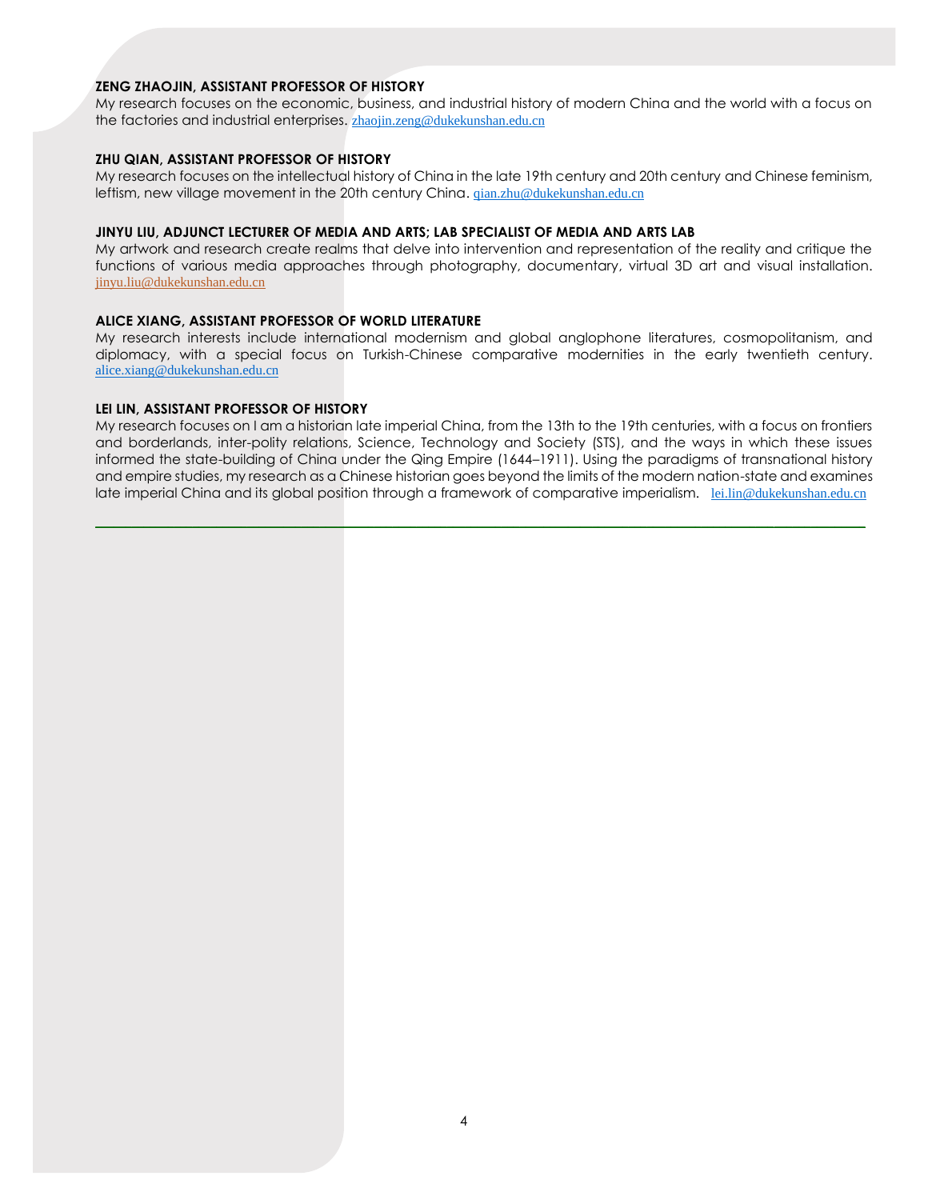**ZENG ZHAOJIN, ASSISTANT PROFESSOR OF HISTORY**

My research focuses on the economic, business, and industrial history of modern China and the world with a focus on the factories and industrial enterprises. zhaojin.zeng@dukekunshan.edu.cn

**ZHU QIAN, ASSISTANT PROFESSOR OF HISTORY**

My research focuses on the intellectual history of China in the late 19th century and 20th century and Chinese feminism, leftism, new village movement in the 20th century China. qian.zhu@dukekunshan.edu.cn

**JINYU LIU, ADJUNCT LECTURER OF MEDIA AND ARTS; LAB SPECIALIST OF MEDIA AND ARTS LAB**

My artwork and research create realms that delve into intervention and representation of the reality and critique the functions of various media approaches through photography, documentary, virtual 3D art and visual installation. jinyu.liu@dukekunshan.edu.cn

**ALICE XIANG, ASSISTANT PROFESSOR OF WORLD LITERATURE**

My research interests include international modernism and global anglophone literatures, cosmopolitanism, and diplomacy, with a special focus on Turkish-Chinese comparative modernities in the early twentieth century. alice.xiang@dukekunshan.edu.cn

**LEI LIN, ASSISTANT PROFESSOR OF HISTORY**

My research focuses on I am a historian late imperial China, from the 13th to the 19th centuries, with a focus on frontiers and borderlands, inter-polity relations, Science, Technology and Society (STS), and the ways in which these issues informed the state-building of China under the Qing Empire (1644–1911). Using the paradigms of transnational history and empire studies, my research as a Chinese historian goes beyond the limits of the modern nation-state and examines late imperial China and its global position through a framework of comparative imperialism. lei.lin@dukekunshan.edu.cn

---